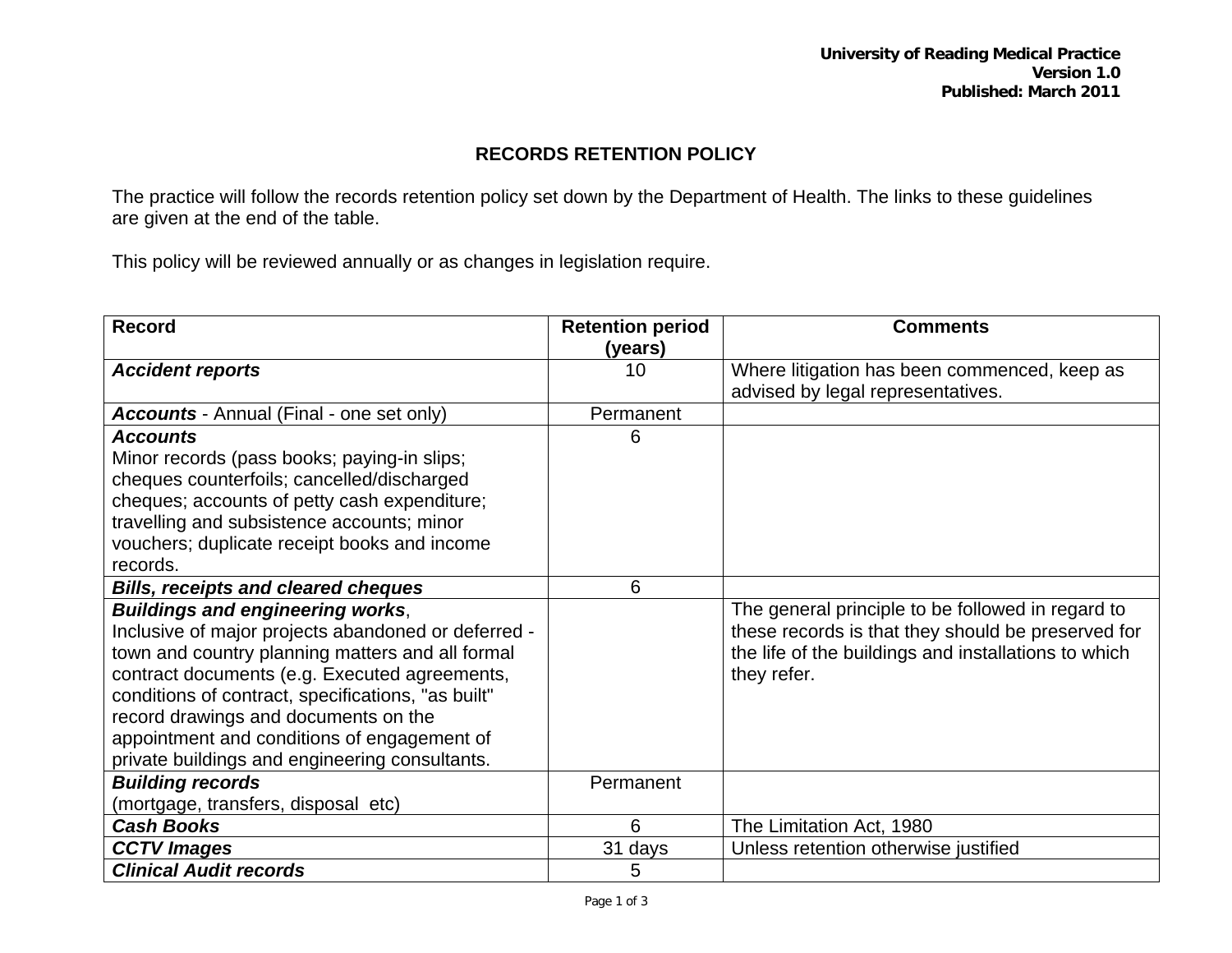University of Reading Medical Practice
Version 1.0
Published: March 2011

# RECORDS RETENTION POLICY

The practice will follow the records retention policy set down by the Department of Health. The links to these guidelines are given at the end of the table.

This policy will be reviewed annually or as changes in legislation require.

| Record | Retention period (years) | Comments |
|---|---|---|
| ***Accident reports*** | 10 | Where litigation has been commenced, keep as advised by legal representatives. |
| ***Accounts*** - Annual (Final - one set only) | Permanent | |
| ***Accounts***<br>Minor records (pass books; paying-in slips; cheques counterfoils; cancelled/discharged cheques; accounts of petty cash expenditure; travelling and subsistence accounts; minor vouchers; duplicate receipt books and income records. | 6 | |
| ***Bills, receipts and cleared cheques*** | 6 | |
| ***Buildings and engineering works***,<br>Inclusive of major projects abandoned or deferred - town and country planning matters and all formal contract documents (e.g. Executed agreements, conditions of contract, specifications, "as built" record drawings and documents on the appointment and conditions of engagement of private buildings and engineering consultants. | | The general principle to be followed in regard to these records is that they should be preserved for the life of the buildings and installations to which they refer. |
| ***Building records***<br>(mortgage, transfers, disposal etc) | Permanent | |
| ***Cash Books*** | 6 | The Limitation Act, 1980 |
| ***CCTV Images*** | 31 days | Unless retention otherwise justified |
| ***Clinical Audit records*** | 5 | |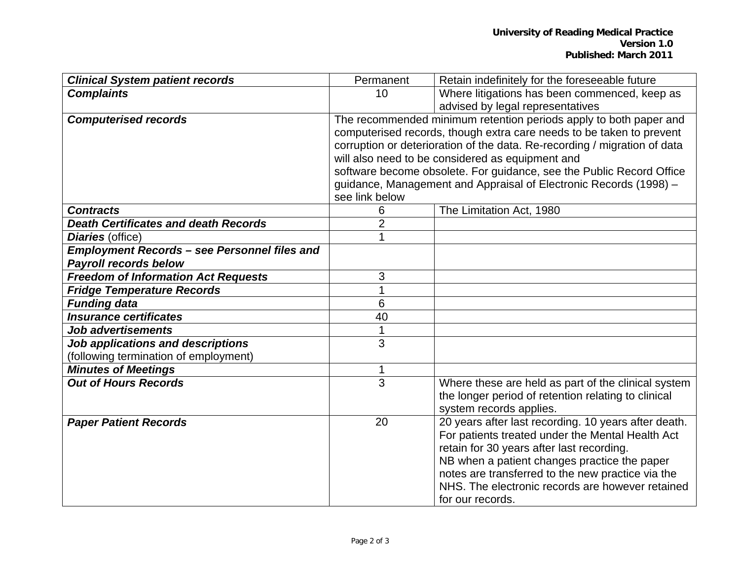| | | |
|---|---|---|
| ***Clinical System patient records*** | Permanent | Retain indefinitely for the foreseeable future |
| ***Complaints*** | 10 | Where litigations has been commenced, keep as advised by legal representatives |
| ***Computerised records*** | The recommended minimum retention periods apply to both paper and computerised records, though extra care needs to be taken to prevent corruption or deterioration of the data. Re-recording / migration of data will also need to be considered as equipment and software become obsolete. For guidance, see the Public Record Office guidance, Management and Appraisal of Electronic Records (1998) – see link below | |
| ***Contracts*** | 6 | The Limitation Act, 1980 |
| ***Death Certificates and death Records*** | 2 | |
| ***Diaries*** (office) | 1 | |
| ***Employment Records – see Personnel files and Payroll records below*** | | |
| ***Freedom of Information Act Requests*** | 3 | |
| ***Fridge Temperature Records*** | 1 | |
| ***Funding data*** | 6 | |
| ***Insurance certificates*** | 40 | |
| ***Job advertisements*** | 1 | |
| ***Job applications and descriptions*** (following termination of employment) | 3 | |
| ***Minutes of Meetings*** | 1 | |
| ***Out of Hours Records*** | 3 | Where these are held as part of the clinical system the longer period of retention relating to clinical system records applies. |
| ***Paper Patient Records*** | 20 | 20 years after last recording. 10 years after death. For patients treated under the Mental Health Act retain for 30 years after last recording. NB when a patient changes practice the paper notes are transferred to the new practice via the NHS. The electronic records are however retained for our records. |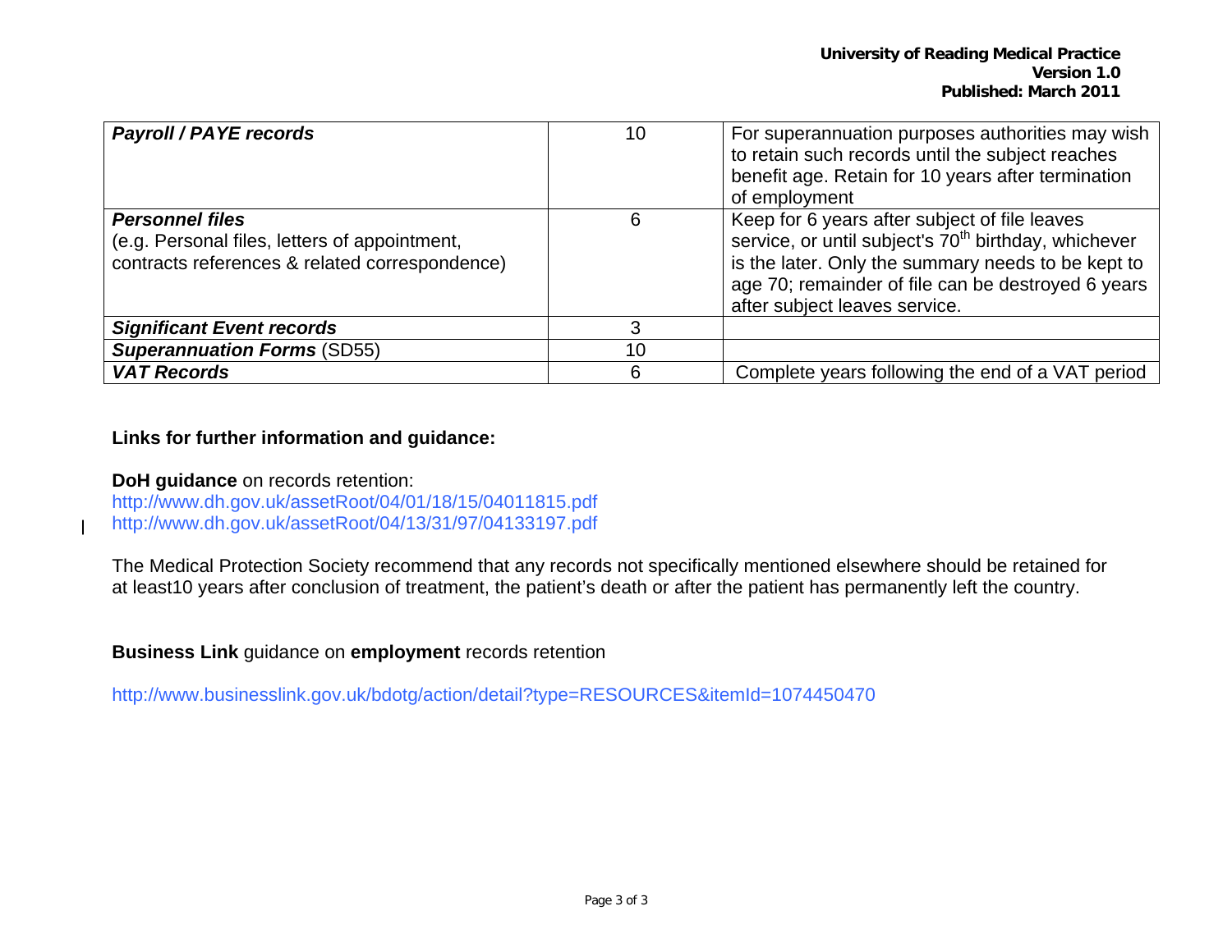| | | |
|---|---|---|
| ***Payroll / PAYE records*** | 10 | For superannuation purposes authorities may wish to retain such records until the subject reaches benefit age. Retain for 10 years after termination of employment |
| ***Personnel files*** (e.g. Personal files, letters of appointment, contracts references & related correspondence) | 6 | Keep for 6 years after subject of file leaves service, or until subject's 70th birthday, whichever is the later. Only the summary needs to be kept to age 70; remainder of file can be destroyed 6 years after subject leaves service. |
| ***Significant Event records*** | 3 | |
| ***Superannuation Forms*** (SD55) | 10 | |
| ***VAT Records*** | 6 | Complete years following the end of a VAT period |

**Links for further information and guidance:**

**DoH guidance** on records retention:
http://www.dh.gov.uk/assetRoot/04/01/18/15/04011815.pdf
http://www.dh.gov.uk/assetRoot/04/13/31/97/04133197.pdf

The Medical Protection Society recommend that any records not specifically mentioned elsewhere should be retained for at least10 years after conclusion of treatment, the patient's death or after the patient has permanently left the country.

**Business Link** guidance on **employment** records retention

http://www.businesslink.gov.uk/bdotg/action/detail?type=RESOURCES&itemId=1074450470